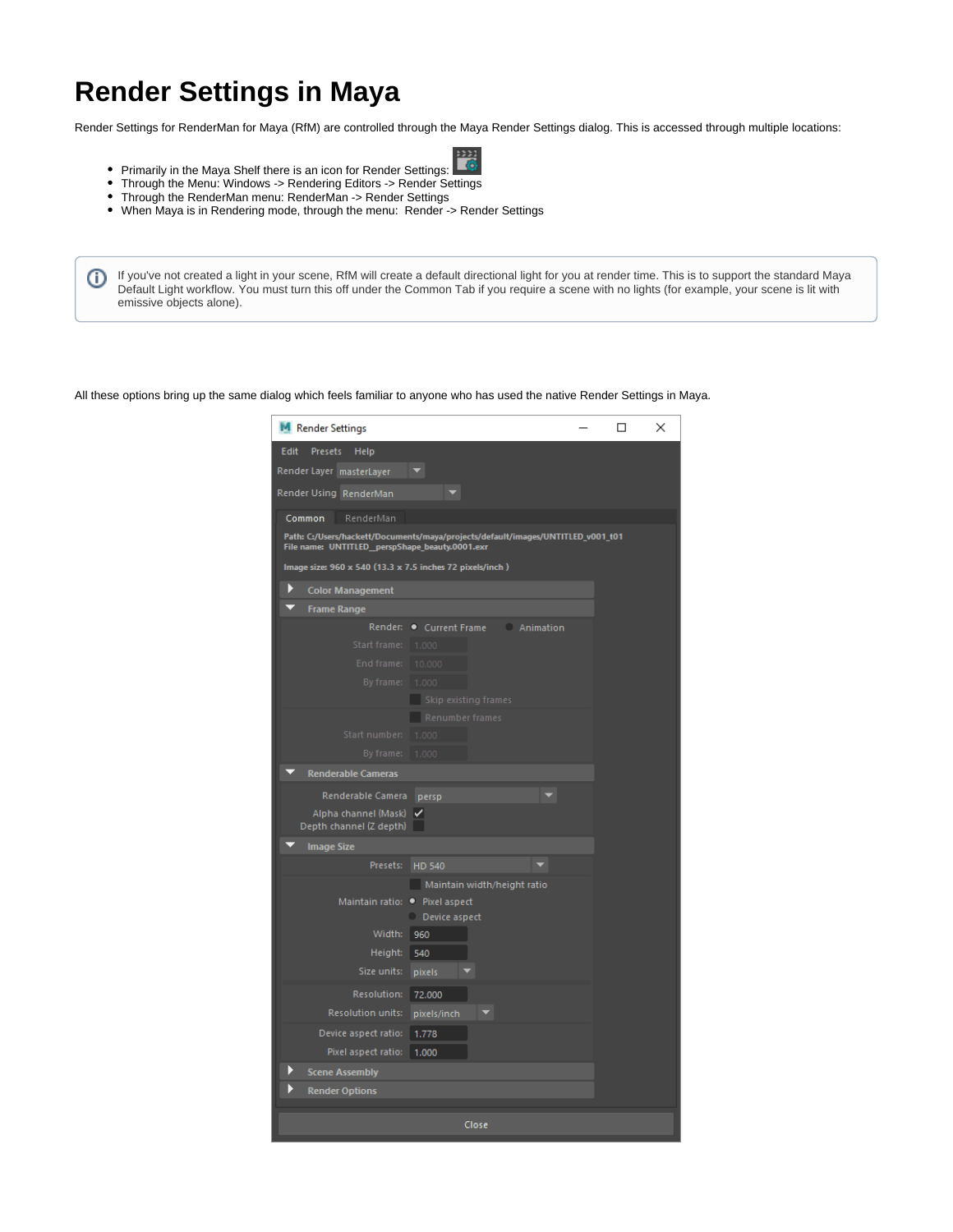# Render Settings in Maya

Render Settings for RenderMan for Maya (RfM) are controlled through the Maya Render Settings dialog. This is accessed through multiple locations:

- Primarily in the Maya Shelf there is an icon for Render Settings:
- Through the Menu: Windows -> Rendering Editors -> Render Settings
- Through the RenderMan menu: RenderMan -> Render Settings
- When Maya is in Rendering mode, through the menu: Render -> Render Settings

> If you've not created a light in your scene, RfM will create a default directional light for you at render time. This is to support the standard Maya Default Light workflow. You must turn this off under the Common Tab if you require a scene with no lights (for example, your scene is lit with emissive objects alone).

All these options bring up the same dialog which feels familiar to anyone who has used the native Render Settings in Maya.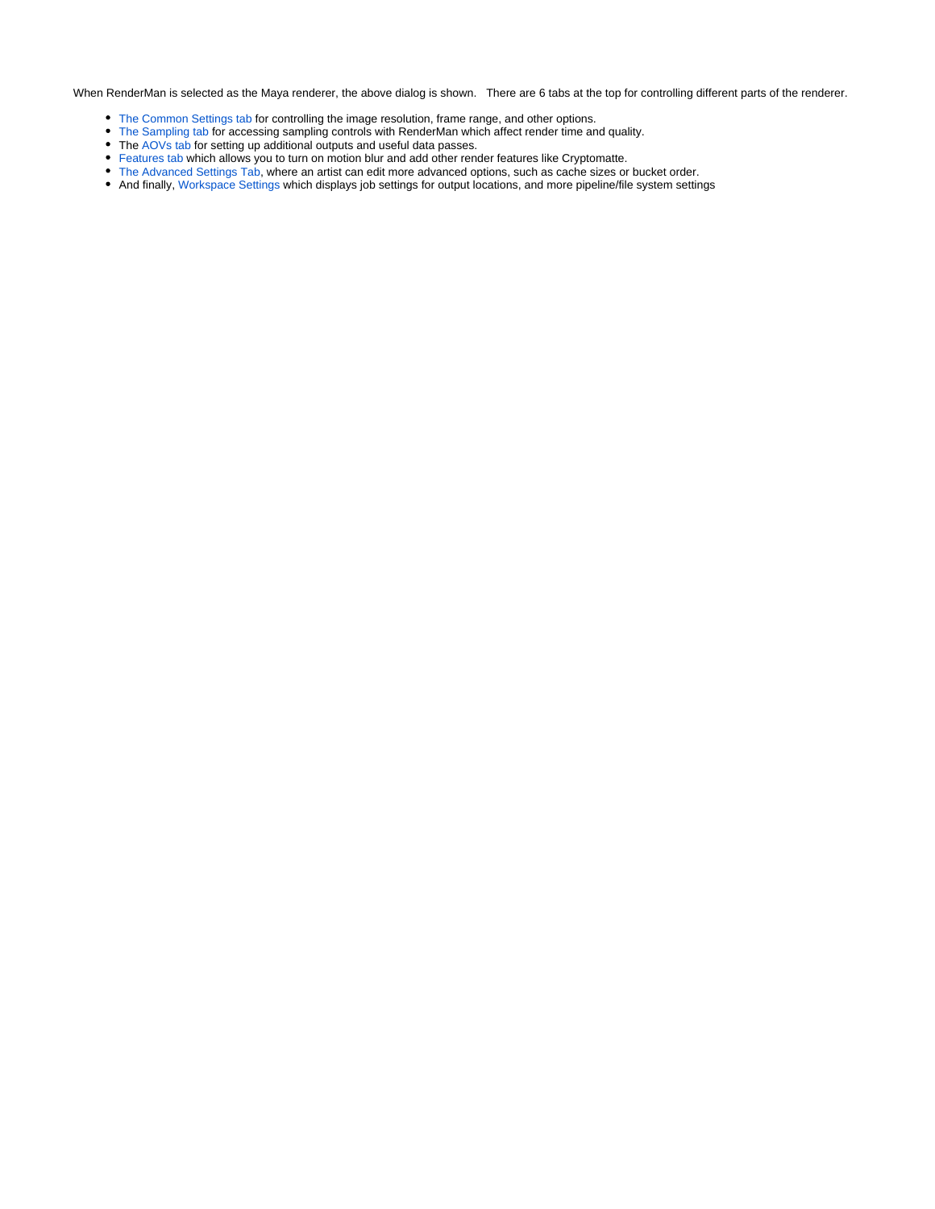When RenderMan is selected as the Maya renderer, the above dialog is shown.   There are 6 tabs at the top for controlling different parts of the renderer.

- The Common Settings tab for controlling the image resolution, frame range, and other options.
- The Sampling tab for accessing sampling controls with RenderMan which affect render time and quality.
- The AOVs tab for setting up additional outputs and useful data passes.
- Features tab which allows you to turn on motion blur and add other render features like Cryptomatte.
- The Advanced Settings Tab, where an artist can edit more advanced options, such as cache sizes or bucket order.
- And finally, Workspace Settings which displays job settings for output locations, and more pipeline/file system settings